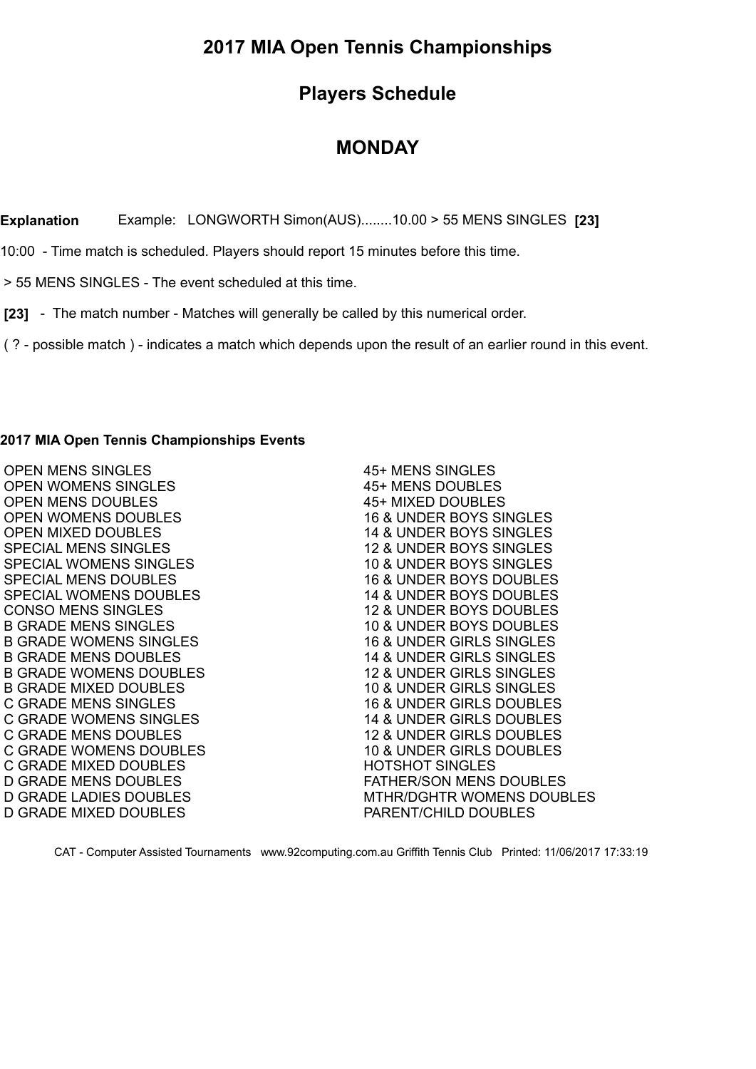# 2017 MIA Open Tennis Championships

## Players Schedule

## MONDAY

**Explanation** Example: LONGWORTH Simon(AUS)........10.00 > 55 MENS SINGLES **[23]**

10:00 - Time match is scheduled. Players should report 15 minutes before this time.

> 55 MENS SINGLES - The event scheduled at this time.

**[23]** - The match number - Matches will generally be called by this numerical order.

( ? - possible match ) - indicates a match which depends upon the result of an earlier round in this event.

**2017 MIA Open Tennis Championships Events**

OPEN MENS SINGLES
OPEN WOMENS SINGLES
OPEN MENS DOUBLES
OPEN WOMENS DOUBLES
OPEN MIXED DOUBLES
SPECIAL MENS SINGLES
SPECIAL WOMENS SINGLES
SPECIAL MENS DOUBLES
SPECIAL WOMENS DOUBLES
CONSO MENS SINGLES
B GRADE MENS SINGLES
B GRADE WOMENS SINGLES
B GRADE MENS DOUBLES
B GRADE WOMENS DOUBLES
B GRADE MIXED DOUBLES
C GRADE MENS SINGLES
C GRADE WOMENS SINGLES
C GRADE MENS DOUBLES
C GRADE WOMENS DOUBLES
C GRADE MIXED DOUBLES
D GRADE MENS DOUBLES
D GRADE LADIES DOUBLES
D GRADE MIXED DOUBLES
45+ MENS SINGLES
45+ MENS DOUBLES
45+ MIXED DOUBLES
16 & UNDER BOYS SINGLES
14 & UNDER BOYS SINGLES
12 & UNDER BOYS SINGLES
10 & UNDER BOYS SINGLES
16 & UNDER BOYS DOUBLES
14 & UNDER BOYS DOUBLES
12 & UNDER BOYS DOUBLES
10 & UNDER BOYS DOUBLES
16 & UNDER GIRLS SINGLES
14 & UNDER GIRLS SINGLES
12 & UNDER GIRLS SINGLES
10 & UNDER GIRLS SINGLES
16 & UNDER GIRLS DOUBLES
14 & UNDER GIRLS DOUBLES
12 & UNDER GIRLS DOUBLES
10 & UNDER GIRLS DOUBLES
HOTSHOT SINGLES
FATHER/SON MENS DOUBLES
MTHR/DGHTR WOMENS DOUBLES
PARENT/CHILD DOUBLES

CAT - Computer Assisted Tournaments www.92computing.com.au Griffith Tennis Club Printed: 11/06/2017 17:33:19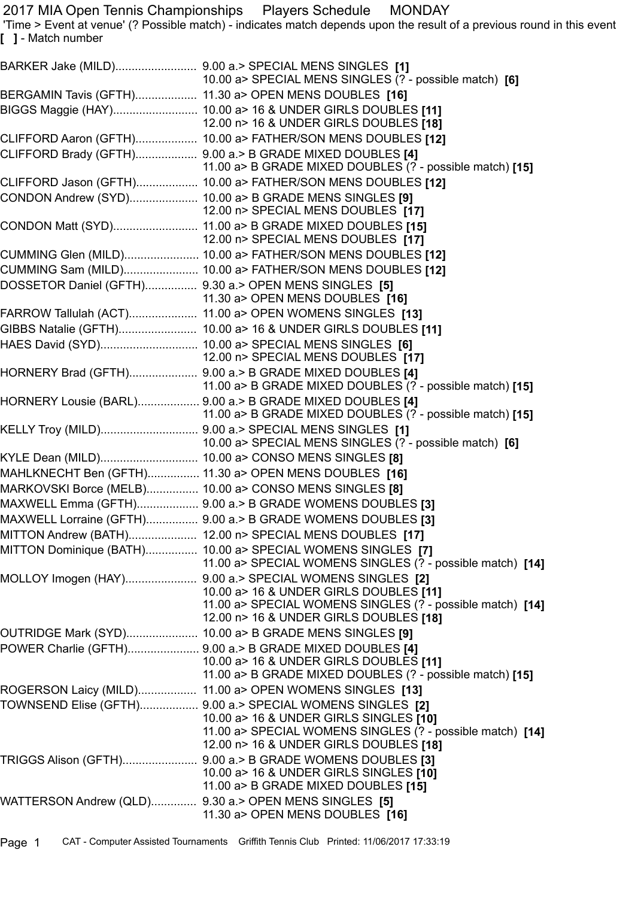# 2017 MIA Open Tennis Championships Players Schedule MONDAY

'Time > Event at venue' (? Possible match) - indicates match depends upon the result of a previous round in this event
**[ ]** - Match number

| Player | Schedule |
|---|---|
| BARKER Jake (MILD)......................... | 9.00 a.> SPECIAL MENS SINGLES **[1]** |
| | 10.00 a> SPECIAL MENS SINGLES (? - possible match) **[6]** |
| BERGAMIN Tavis (GFTH)................... | 11.30 a> OPEN MENS DOUBLES **[16]** |
| BIGGS Maggie (HAY)......................... | 10.00 a> 16 & UNDER GIRLS DOUBLES **[11]** |
| | 12.00 n> 16 & UNDER GIRLS DOUBLES **[18]** |
| CLIFFORD Aaron (GFTH)................... | 10.00 a> FATHER/SON MENS DOUBLES **[12]** |
| CLIFFORD Brady (GFTH)................... | 9.00 a.> B GRADE MIXED DOUBLES **[4]** |
| | 11.00 a> B GRADE MIXED DOUBLES (? - possible match) **[15]** |
| CLIFFORD Jason (GFTH)................... | 10.00 a> FATHER/SON MENS DOUBLES **[12]** |
| CONDON Andrew (SYD)..................... | 10.00 a> B GRADE MENS SINGLES **[9]** |
| | 12.00 n> SPECIAL MENS DOUBLES **[17]** |
| CONDON Matt (SYD).......................... | 11.00 a> B GRADE MIXED DOUBLES **[15]** |
| | 12.00 n> SPECIAL MENS DOUBLES **[17]** |
| CUMMING Glen (MILD)....................... | 10.00 a> FATHER/SON MENS DOUBLES **[12]** |
| CUMMING Sam (MILD)....................... | 10.00 a> FATHER/SON MENS DOUBLES **[12]** |
| DOSSETOR Daniel (GFTH)................ | 9.30 a.> OPEN MENS SINGLES **[5]** |
| | 11.30 a> OPEN MENS DOUBLES **[16]** |
| FARROW Tallulah (ACT)..................... | 11.00 a> OPEN WOMENS SINGLES **[13]** |
| GIBBS Natalie (GFTH)........................ | 10.00 a> 16 & UNDER GIRLS DOUBLES **[11]** |
| HAES David (SYD).............................. | 10.00 a> SPECIAL MENS SINGLES **[6]** |
| | 12.00 n> SPECIAL MENS DOUBLES **[17]** |
| HORNERY Brad (GFTH)..................... | 9.00 a.> B GRADE MIXED DOUBLES **[4]** |
| | 11.00 a> B GRADE MIXED DOUBLES (? - possible match) **[15]** |
| HORNERY Lousie (BARL)................... | 9.00 a.> B GRADE MIXED DOUBLES **[4]** |
| | 11.00 a> B GRADE MIXED DOUBLES (? - possible match) **[15]** |
| KELLY Troy (MILD).............................. | 9.00 a.> SPECIAL MENS SINGLES **[1]** |
| | 10.00 a> SPECIAL MENS SINGLES (? - possible match) **[6]** |
| KYLE Dean (MILD).............................. | 10.00 a> CONSO MENS SINGLES **[8]** |
| MAHLKNECHT Ben (GFTH)................ | 11.30 a> OPEN MENS DOUBLES **[16]** |
| MARKOVSKI Borce (MELB)................ | 10.00 a> CONSO MENS SINGLES **[8]** |
| MAXWELL Emma (GFTH)................... | 9.00 a.> B GRADE WOMENS DOUBLES **[3]** |
| MAXWELL Lorraine (GFTH)................ | 9.00 a.> B GRADE WOMENS DOUBLES **[3]** |
| MITTON Andrew (BATH)..................... | 12.00 n> SPECIAL MENS DOUBLES **[17]** |
| MITTON Dominique (BATH)................ | 10.00 a> SPECIAL WOMENS SINGLES **[7]** |
| | 11.00 a> SPECIAL WOMENS SINGLES (? - possible match) **[14]** |
| MOLLOY Imogen (HAY)...................... | 9.00 a.> SPECIAL WOMENS SINGLES **[2]** |
| | 10.00 a> 16 & UNDER GIRLS DOUBLES **[11]** |
| | 11.00 a> SPECIAL WOMENS SINGLES (? - possible match) **[14]** |
| | 12.00 n> 16 & UNDER GIRLS DOUBLES **[18]** |
| OUTRIDGE Mark (SYD)...................... | 10.00 a> B GRADE MENS SINGLES **[9]** |
| POWER Charlie (GFTH)...................... | 9.00 a.> B GRADE MIXED DOUBLES **[4]** |
| | 10.00 a> 16 & UNDER GIRLS DOUBLES **[11]** |
| | 11.00 a> B GRADE MIXED DOUBLES (? - possible match) **[15]** |
| ROGERSON Laicy (MILD).................. | 11.00 a> OPEN WOMENS SINGLES **[13]** |
| TOWNSEND Elise (GFTH).................. | 9.00 a.> SPECIAL WOMENS SINGLES **[2]** |
| | 10.00 a> 16 & UNDER GIRLS SINGLES **[10]** |
| | 11.00 a> SPECIAL WOMENS SINGLES (? - possible match) **[14]** |
| | 12.00 n> 16 & UNDER GIRLS DOUBLES **[18]** |
| TRIGGS Alison (GFTH)....................... | 9.00 a.> B GRADE WOMENS DOUBLES **[3]** |
| | 10.00 a> 16 & UNDER GIRLS SINGLES **[10]** |
| | 11.00 a> B GRADE MIXED DOUBLES **[15]** |
| WATTERSON Andrew (QLD).............. | 9.30 a.> OPEN MENS SINGLES **[5]** |
| | 11.30 a> OPEN MENS DOUBLES **[16]** |

CAT - Computer Assisted Tournaments Griffith Tennis Club Printed: 11/06/2017 17:33:19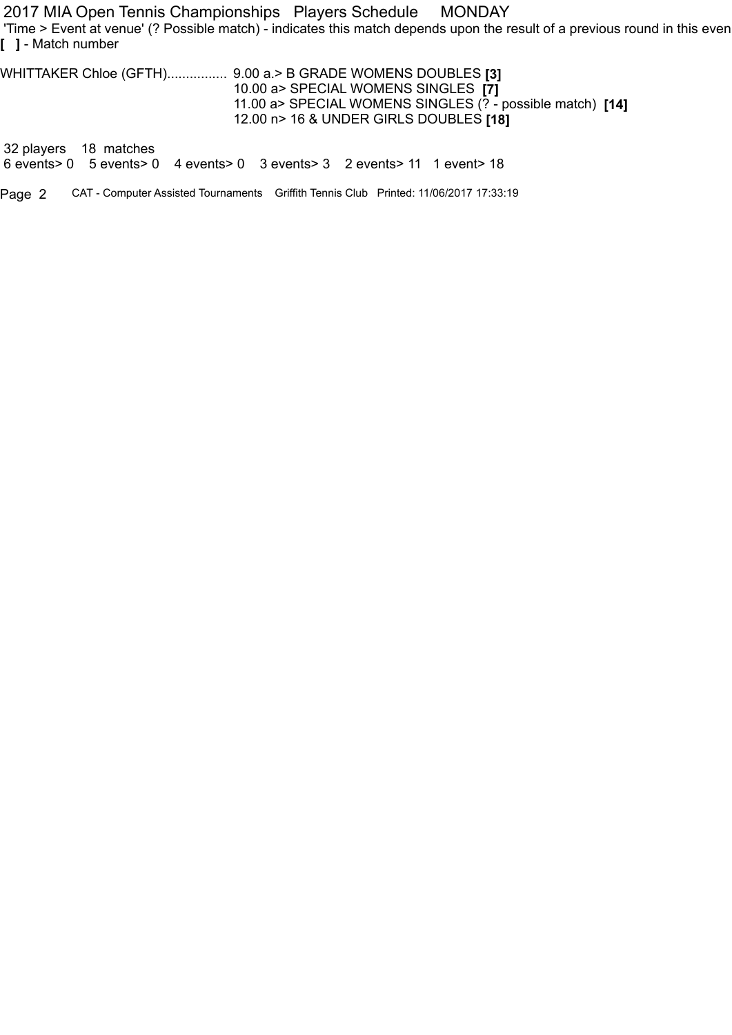2017 MIA Open Tennis Championships   Players Schedule     MONDAY

'Time > Event at venue' (? Possible match) - indicates this match depends upon the result of a previous round in this even

**[ ]** - Match number

WHITTAKER Chloe (GFTH)................ 9.00 a.> B GRADE WOMENS DOUBLES **[3]**
10.00 a> SPECIAL WOMENS SINGLES **[7]**
11.00 a> SPECIAL WOMENS SINGLES (? - possible match) **[14]**
12.00 n> 16 & UNDER GIRLS DOUBLES **[18]**

32 players    18 matches
6 events> 0    5 events> 0    4 events> 0    3 events> 3    2 events> 11    1 event> 18

Page 2    CAT - Computer Assisted Tournaments    Griffith Tennis Club    Printed: 11/06/2017 17:33:19